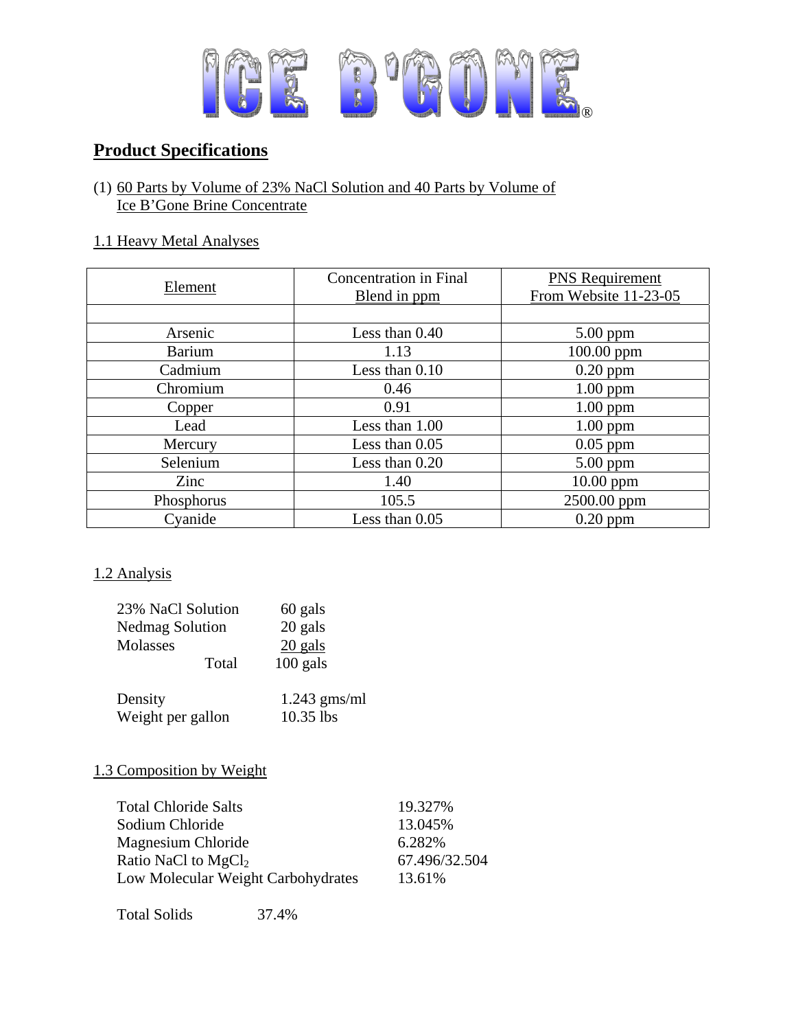# ICE B'GONE®

## Product Specifications

(1) 60 Parts by Volume of 23% NaCl Solution and 40 Parts by Volume of Ice B'Gone Brine Concentrate

### 1.1 Heavy Metal Analyses

| Element | Concentration in Final Blend in ppm | PNS Requirement From Website 11-23-05 |
|---|---|---|
| | | |
| Arsenic | Less than 0.40 | 5.00 ppm |
| Barium | 1.13 | 100.00 ppm |
| Cadmium | Less than 0.10 | 0.20 ppm |
| Chromium | 0.46 | 1.00 ppm |
| Copper | 0.91 | 1.00 ppm |
| Lead | Less than 1.00 | 1.00 ppm |
| Mercury | Less than 0.05 | 0.05 ppm |
| Selenium | Less than 0.20 | 5.00 ppm |
| Zinc | 1.40 | 10.00 ppm |
| Phosphorus | 105.5 | 2500.00 ppm |
| Cyanide | Less than 0.05 | 0.20 ppm |

### 1.2 Analysis

| | |
|---|---|
| 23% NaCl Solution | 60 gals |
| Nedmag Solution | 20 gals |
| Molasses | 20 gals |
| Total | 100 gals |

| | |
|---|---|
| Density | 1.243 gms/ml |
| Weight per gallon | 10.35 lbs |

### 1.3 Composition by Weight

| | |
|---|---|
| Total Chloride Salts | 19.327% |
| Sodium Chloride | 13.045% |
| Magnesium Chloride | 6.282% |
| Ratio NaCl to $MgCl_2$ | 67.496/32.504 |
| Low Molecular Weight Carbohydrates | 13.61% |

Total Solids 37.4%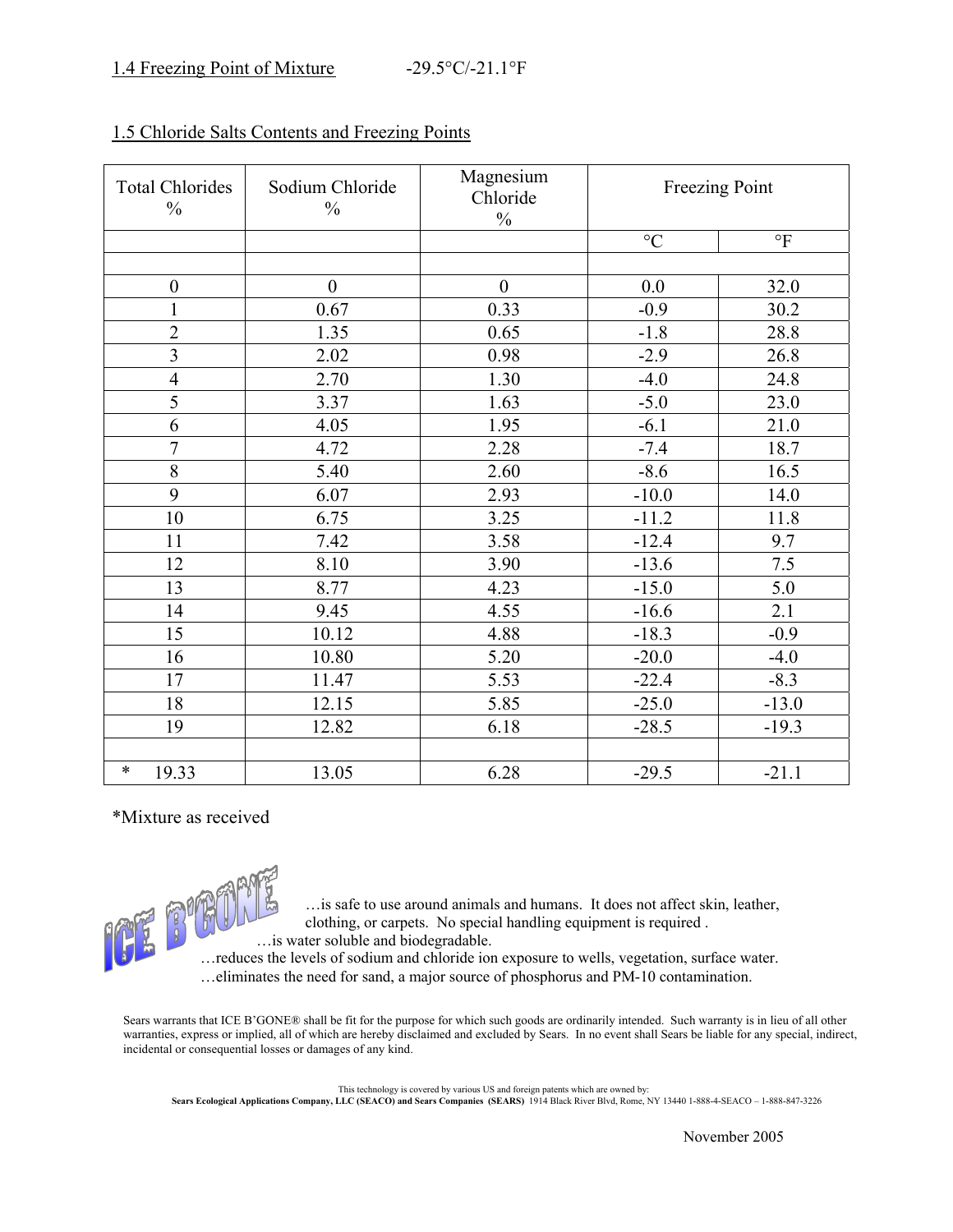1.4 Freezing Point of Mixture -29.5°C/-21.1°F

1.5 Chloride Salts Contents and Freezing Points

| Total Chlorides % | Sodium Chloride % | Magnesium Chloride % | Freezing Point | |
|---|---|---|---|---|
| | | | °C | °F |
| | | | | |
| 0 | 0 | 0 | 0.0 | 32.0 |
| 1 | 0.67 | 0.33 | -0.9 | 30.2 |
| 2 | 1.35 | 0.65 | -1.8 | 28.8 |
| 3 | 2.02 | 0.98 | -2.9 | 26.8 |
| 4 | 2.70 | 1.30 | -4.0 | 24.8 |
| 5 | 3.37 | 1.63 | -5.0 | 23.0 |
| 6 | 4.05 | 1.95 | -6.1 | 21.0 |
| 7 | 4.72 | 2.28 | -7.4 | 18.7 |
| 8 | 5.40 | 2.60 | -8.6 | 16.5 |
| 9 | 6.07 | 2.93 | -10.0 | 14.0 |
| 10 | 6.75 | 3.25 | -11.2 | 11.8 |
| 11 | 7.42 | 3.58 | -12.4 | 9.7 |
| 12 | 8.10 | 3.90 | -13.6 | 7.5 |
| 13 | 8.77 | 4.23 | -15.0 | 5.0 |
| 14 | 9.45 | 4.55 | -16.6 | 2.1 |
| 15 | 10.12 | 4.88 | -18.3 | -0.9 |
| 16 | 10.80 | 5.20 | -20.0 | -4.0 |
| 17 | 11.47 | 5.53 | -22.4 | -8.3 |
| 18 | 12.15 | 5.85 | -25.0 | -13.0 |
| 19 | 12.82 | 6.18 | -28.5 | -19.3 |
| | | | | |
| * 19.33 | 13.05 | 6.28 | -29.5 | -21.1 |

*Mixture as received

ICE B'GONE …is safe to use around animals and humans. It does not affect skin, leather, clothing, or carpets. No special handling equipment is required .
…is water soluble and biodegradable.
…reduces the levels of sodium and chloride ion exposure to wells, vegetation, surface water.
…eliminates the need for sand, a major source of phosphorus and PM-10 contamination.

Sears warrants that ICE B'GONE® shall be fit for the purpose for which such goods are ordinarily intended. Such warranty is in lieu of all other warranties, express or implied, all of which are hereby disclaimed and excluded by Sears. In no event shall Sears be liable for any special, indirect, incidental or consequential losses or damages of any kind.

This technology is covered by various US and foreign patents which are owned by:
**Sears Ecological Applications Company, LLC (SEACO) and Sears Companies (SEARS)** 1914 Black River Blvd, Rome, NY 13440 1-888-4-SEACO – 1-888-847-3226

November 2005